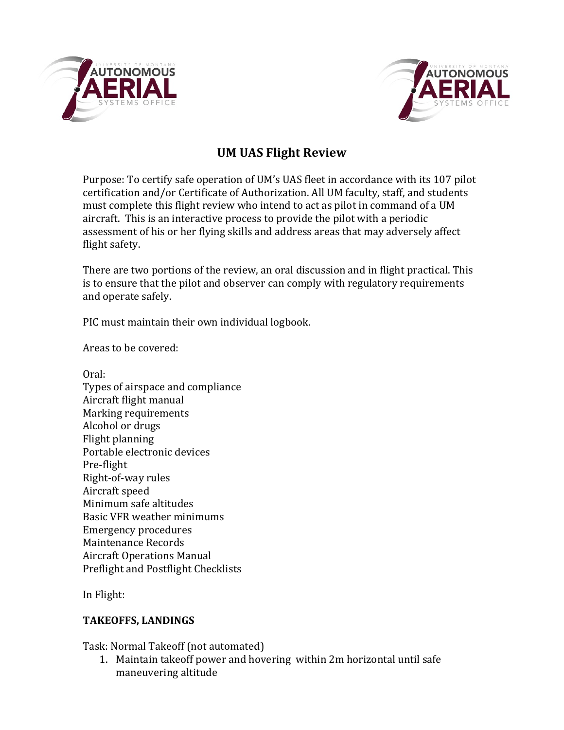# UM UAS Flight Review

Purpose: To certify safe operation of UM's UAS fleet in accordance with its 107 pilot certification and/or Certificate of Authorization. All UM faculty, staff, and students must complete this flight review who intend to act as pilot in command of a UM aircraft. This is an interactive process to provide the pilot with a periodic assessment of his or her flying skills and address areas that may adversely affect flight safety.

There are two portions of the review, an oral discussion and in flight practical. This is to ensure that the pilot and observer can comply with regulatory requirements and operate safely.

PIC must maintain their own individual logbook.

Areas to be covered:

Oral:
Types of airspace and compliance
Aircraft flight manual
Marking requirements
Alcohol or drugs
Flight planning
Portable electronic devices
Pre-flight
Right-of-way rules
Aircraft speed
Minimum safe altitudes
Basic VFR weather minimums
Emergency procedures
Maintenance Records
Aircraft Operations Manual
Preflight and Postflight Checklists

In Flight:

**TAKEOFFS, LANDINGS**

Task: Normal Takeoff (not automated)

1. Maintain takeoff power and hovering within 2m horizontal until safe maneuvering altitude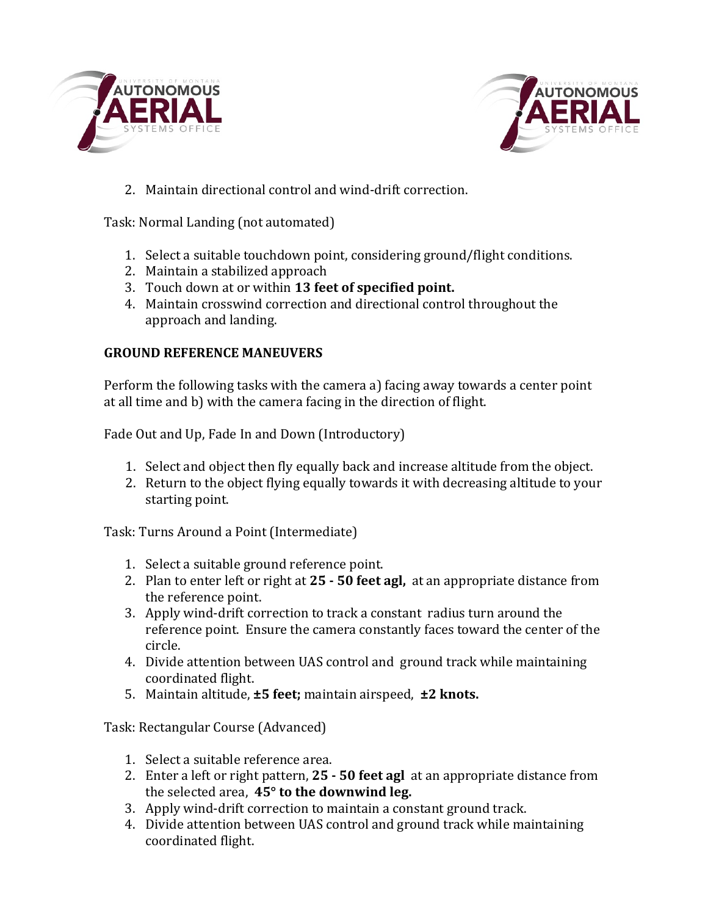2. Maintain directional control and wind-drift correction.

Task: Normal Landing (not automated)

1. Select a suitable touchdown point, considering ground/flight conditions.
2. Maintain a stabilized approach
3. Touch down at or within **13 feet of specified point.**
4. Maintain crosswind correction and directional control throughout the approach and landing.

**GROUND REFERENCE MANEUVERS**

Perform the following tasks with the camera a) facing away towards a center point at all time and b) with the camera facing in the direction of flight.

Fade Out and Up, Fade In and Down (Introductory)

1. Select and object then fly equally back and increase altitude from the object.
2. Return to the object flying equally towards it with decreasing altitude to your starting point.

Task: Turns Around a Point (Intermediate)

1. Select a suitable ground reference point.
2. Plan to enter left or right at **25 - 50 feet agl,** at an appropriate distance from the reference point.
3. Apply wind-drift correction to track a constant radius turn around the reference point. Ensure the camera constantly faces toward the center of the circle.
4. Divide attention between UAS control and ground track while maintaining coordinated flight.
5. Maintain altitude, **±5 feet;** maintain airspeed, **±2 knots.**

Task: Rectangular Course (Advanced)

1. Select a suitable reference area.
2. Enter a left or right pattern, **25 - 50 feet agl** at an appropriate distance from the selected area, **45° to the downwind leg.**
3. Apply wind-drift correction to maintain a constant ground track.
4. Divide attention between UAS control and ground track while maintaining coordinated flight.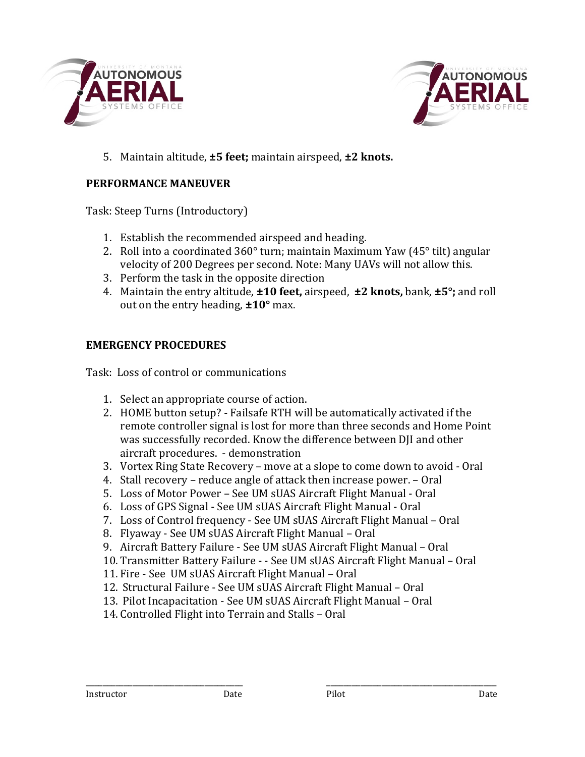5. Maintain altitude, **±5 feet;** maintain airspeed, **±2 knots.**

**PERFORMANCE MANEUVER**

Task: Steep Turns (Introductory)

1. Establish the recommended airspeed and heading.
2. Roll into a coordinated 360° turn; maintain Maximum Yaw (45° tilt) angular velocity of 200 Degrees per second. Note: Many UAVs will not allow this.
3. Perform the task in the opposite direction
4. Maintain the entry altitude, **±10 feet,** airspeed, **±2 knots,** bank, **±5°;** and roll out on the entry heading, **±10°** max.

**EMERGENCY PROCEDURES**

Task: Loss of control or communications

1. Select an appropriate course of action.
2. HOME button setup? - Failsafe RTH will be automatically activated if the remote controller signal is lost for more than three seconds and Home Point was successfully recorded. Know the difference between DJI and other aircraft procedures. - demonstration
3. Vortex Ring State Recovery – move at a slope to come down to avoid - Oral
4. Stall recovery – reduce angle of attack then increase power. – Oral
5. Loss of Motor Power – See UM sUAS Aircraft Flight Manual - Oral
6. Loss of GPS Signal - See UM sUAS Aircraft Flight Manual - Oral
7. Loss of Control frequency - See UM sUAS Aircraft Flight Manual – Oral
8. Flyaway - See UM sUAS Aircraft Flight Manual – Oral
9. Aircraft Battery Failure - See UM sUAS Aircraft Flight Manual – Oral
10. Transmitter Battery Failure - - See UM sUAS Aircraft Flight Manual – Oral
11. Fire - See UM sUAS Aircraft Flight Manual – Oral
12. Structural Failure - See UM sUAS Aircraft Flight Manual – Oral
13. Pilot Incapacitation - See UM sUAS Aircraft Flight Manual – Oral
14. Controlled Flight into Terrain and Stalls – Oral

\_\_\_\_\_\_\_\_\_\_\_\_\_\_\_\_\_\_\_\_\_\_\_\_\_\_\_\_\_\_\_\_\_\_\_\_ \_\_\_\_\_\_\_\_\_\_\_\_\_\_\_\_\_\_\_\_\_\_\_\_\_\_\_\_\_\_\_\_\_\_\_\_

Instructor Date Pilot Date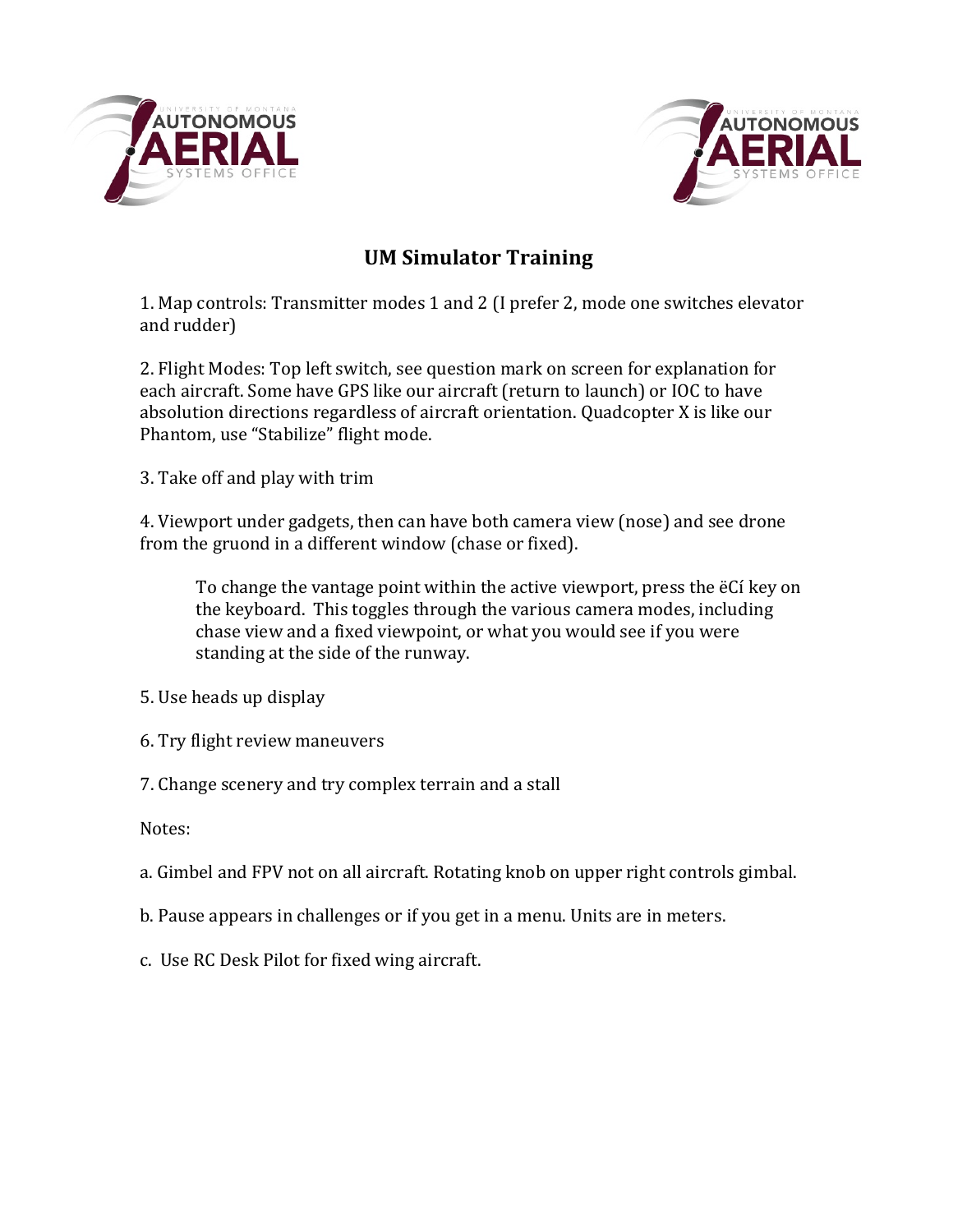## UM Simulator Training

1. Map controls: Transmitter modes 1 and 2 (I prefer 2, mode one switches elevator and rudder)

2. Flight Modes: Top left switch, see question mark on screen for explanation for each aircraft. Some have GPS like our aircraft (return to launch) or IOC to have absolution directions regardless of aircraft orientation. Quadcopter X is like our Phantom, use "Stabilize" flight mode.

3. Take off and play with trim

4. Viewport under gadgets, then can have both camera view (nose) and see drone from the gruond in a different window (chase or fixed).

   To change the vantage point within the active viewport, press the ëCí key on the keyboard. This toggles through the various camera modes, including chase view and a fixed viewpoint, or what you would see if you were standing at the side of the runway.

5. Use heads up display

6. Try flight review maneuvers

7. Change scenery and try complex terrain and a stall

Notes:

a. Gimbel and FPV not on all aircraft. Rotating knob on upper right controls gimbal.

b. Pause appears in challenges or if you get in a menu. Units are in meters.

c. Use RC Desk Pilot for fixed wing aircraft.